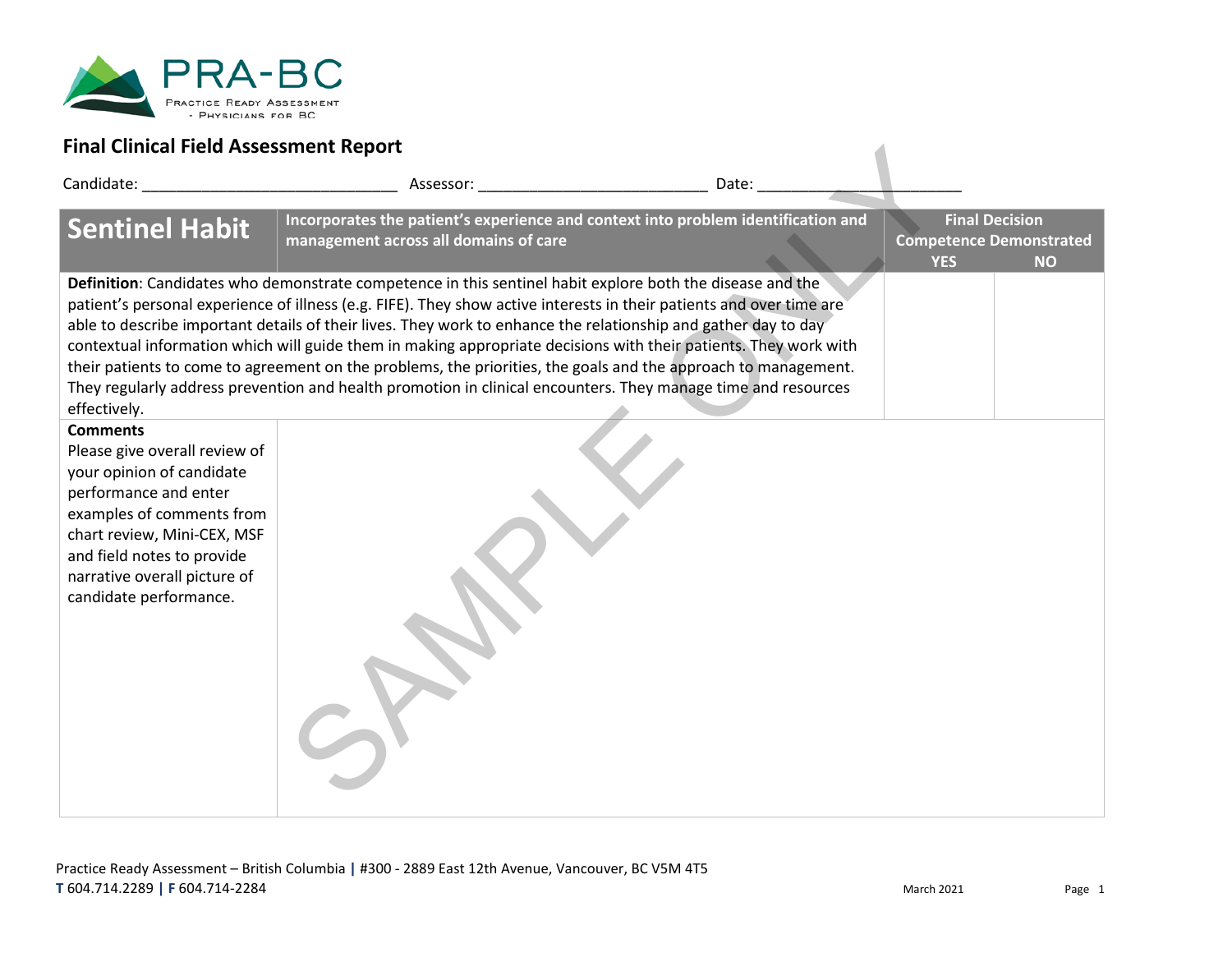PRA-BC

Practice Ready Assessment - Physicians for BC

## Final Clinical Field Assessment Report

Candidate: ______________________________ Assessor: ___________________________ Date: ________________________

| Sentinel Habit | Incorporates the patient's experience and context into problem identification and management across all domains of care | Final Decision Competence Demonstrated | |
|---|---|---|---|
| | | YES | NO |
| **Definition**: Candidates who demonstrate competence in this sentinel habit explore both the disease and the patient's personal experience of illness (e.g. FIFE). They show active interests in their patients and over time are able to describe important details of their lives. They work to enhance the relationship and gather day to day contextual information which will guide them in making appropriate decisions with their patients. They work with their patients to come to agreement on the problems, the priorities, the goals and the approach to management. They regularly address prevention and health promotion in clinical encounters. They manage time and resources effectively. | | | |
| **Comments** Please give overall review of your opinion of candidate performance and enter examples of comments from chart review, Mini-CEX, MSF and field notes to provide narrative overall picture of candidate performance. | | | |

SAMPLE ONLY

Practice Ready Assessment – British Columbia | #300 - 2889 East 12th Avenue, Vancouver, BC V5M 4T5
T 604.714.2289 | F 604.714-2284

March 2021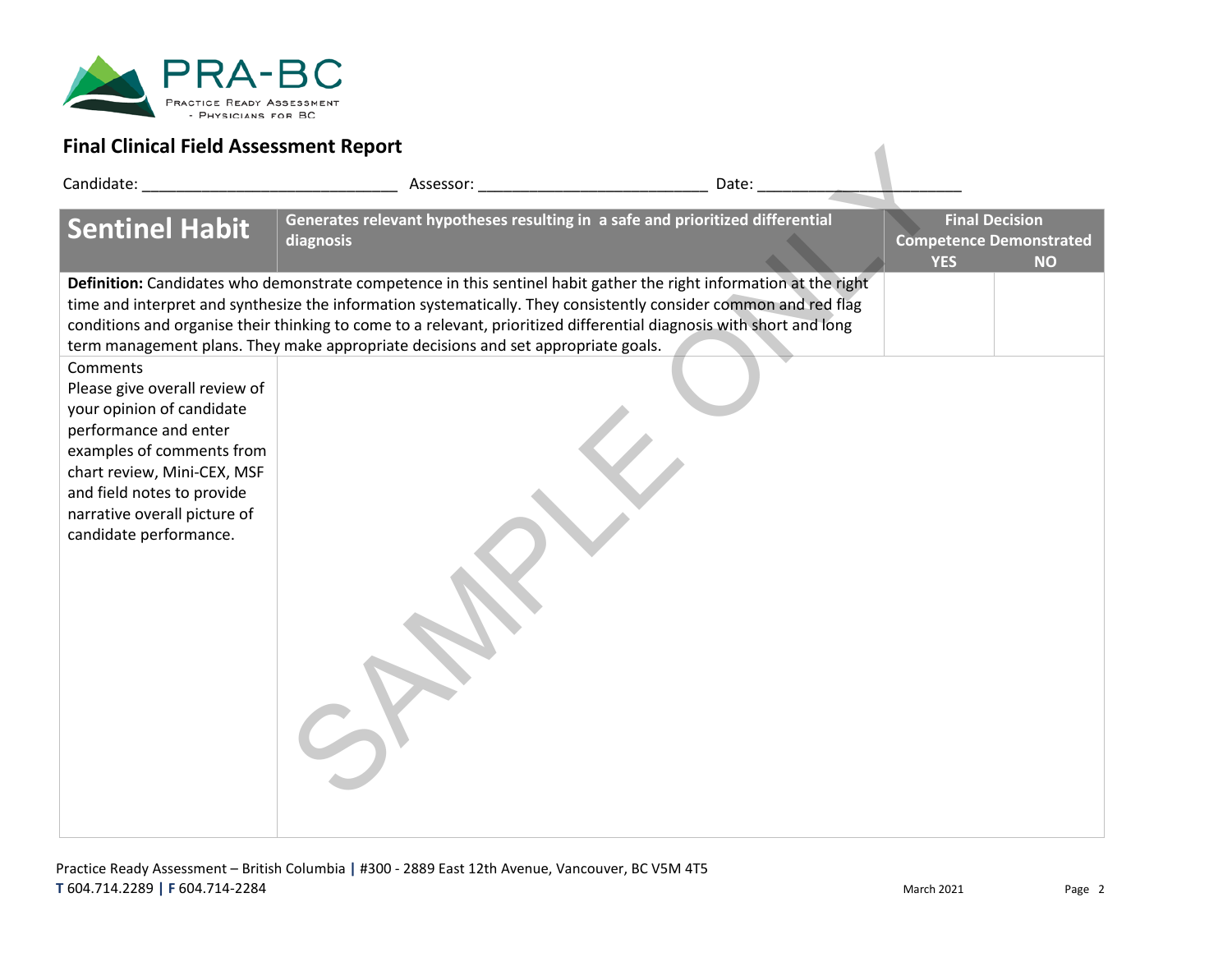PRA-BC

Practice Ready Assessment - Physicians for BC

## Final Clinical Field Assessment Report

Candidate: ______________________________ Assessor: ___________________________ Date: ________________________

| Sentinel Habit | Generates relevant hypotheses resulting in a safe and prioritized differential diagnosis | Final Decision Competence Demonstrated | |
|---|---|---|---|
| | | YES | NO |
| **Definition:** Candidates who demonstrate competence in this sentinel habit gather the right information at the right time and interpret and synthesize the information systematically. They consistently consider common and red flag conditions and organise their thinking to come to a relevant, prioritized differential diagnosis with short and long term management plans. They make appropriate decisions and set appropriate goals. | | | |
| Comments<br>Please give overall review of your opinion of candidate performance and enter examples of comments from chart review, Mini-CEX, MSF and field notes to provide narrative overall picture of candidate performance. | | | |

SAMPLE ONLY

Practice Ready Assessment – British Columbia | #300 - 2889 East 12th Avenue, Vancouver, BC V5M 4T5
T 604.714.2289 | F 604.714-2284

March 2021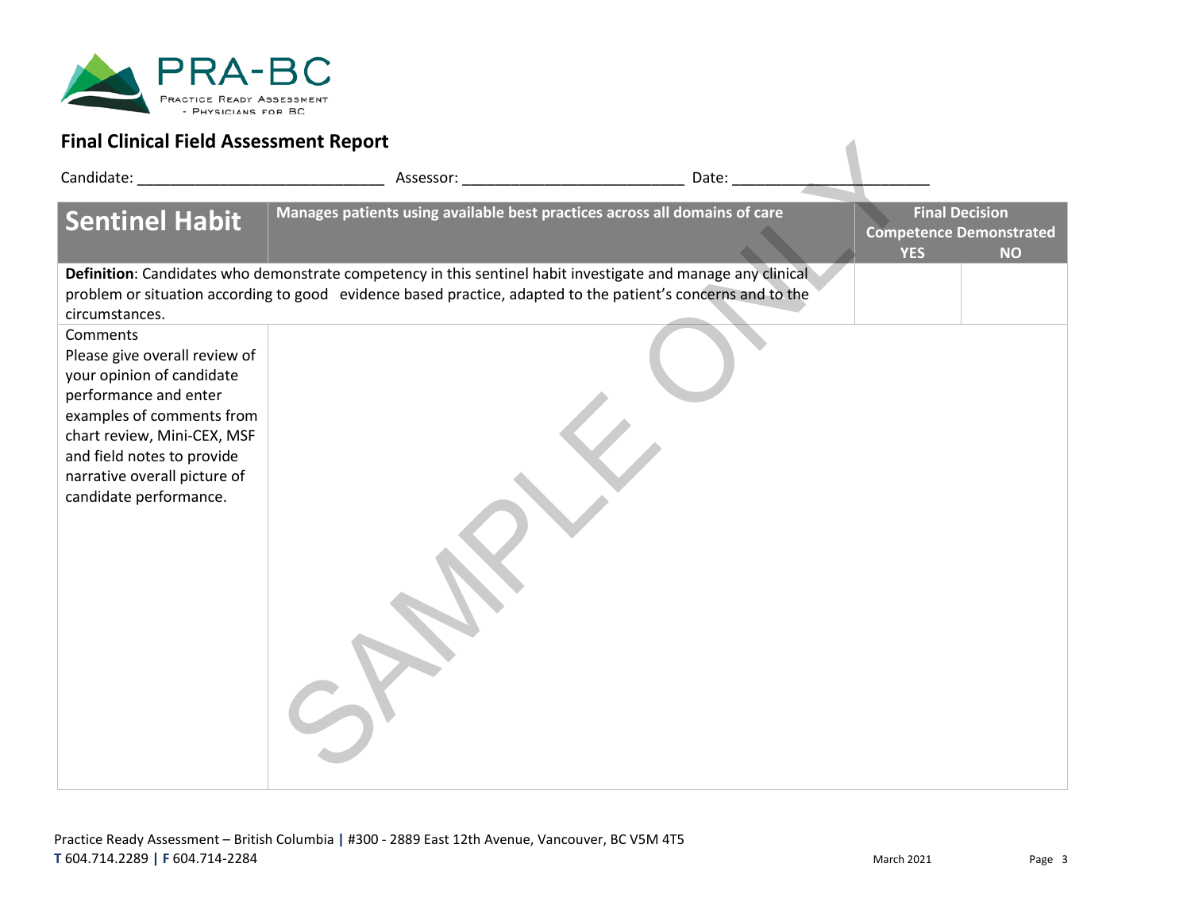PRA-BC

Practice Ready Assessment - Physicians for BC

## Final Clinical Field Assessment Report

Candidate: ______________________________ Assessor: ___________________________ Date: ________________________

| Sentinel Habit | Manages patients using available best practices across all domains of care | Final Decision Competence Demonstrated YES | NO |
|---|---|---|---|
| **Definition**: Candidates who demonstrate competency in this sentinel habit investigate and manage any clinical problem or situation according to good evidence based practice, adapted to the patient's concerns and to the circumstances. | | | |
| Comments<br>Please give overall review of your opinion of candidate performance and enter examples of comments from chart review, Mini-CEX, MSF and field notes to provide narrative overall picture of candidate performance. | | | |

SAMPLE ONLY

Practice Ready Assessment – British Columbia | #300 - 2889 East 12th Avenue, Vancouver, BC V5M 4T5
T 604.714.2289 | F 604.714-2284

March 2021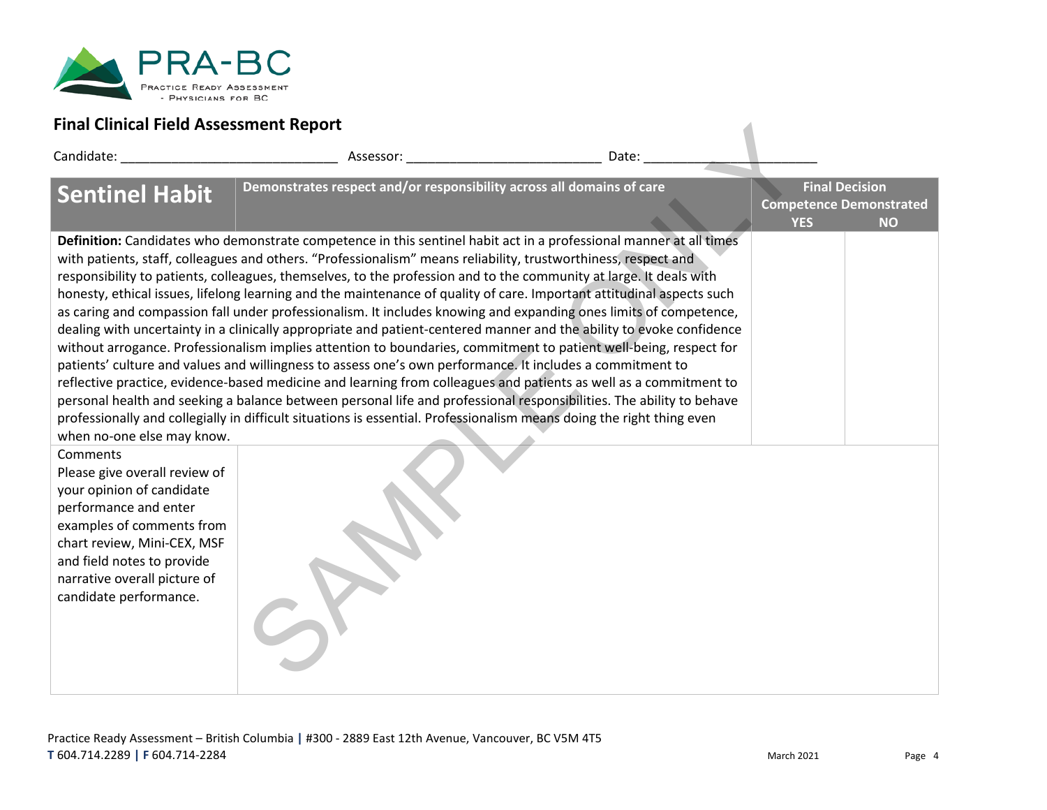**Final Clinical Field Assessment Report**

Candidate: ____________________________ Assessor: _________________________ Date: ______________________

| **Sentinel Habit** | **Demonstrates respect and/or responsibility across all domains of care** | **Final Decision Competence Demonstrated YES** | **NO** |
|---|---|---|---|
| **Definition:** Candidates who demonstrate competence in this sentinel habit act in a professional manner at all times with patients, staff, colleagues and others. "Professionalism" means reliability, trustworthiness, respect and responsibility to patients, colleagues, themselves, to the profession and to the community at large. It deals with honesty, ethical issues, lifelong learning and the maintenance of quality of care. Important attitudinal aspects such as caring and compassion fall under professionalism. It includes knowing and expanding ones limits of competence, dealing with uncertainty in a clinically appropriate and patient-centered manner and the ability to evoke confidence without arrogance. Professionalism implies attention to boundaries, commitment to patient well-being, respect for patients' culture and values and willingness to assess one's own performance. It includes a commitment to reflective practice, evidence-based medicine and learning from colleagues and patients as well as a commitment to personal health and seeking a balance between personal life and professional responsibilities. The ability to behave professionally and collegially in difficult situations is essential. Professionalism means doing the right thing even when no-one else may know. | | | |
| Comments<br>Please give overall review of your opinion of candidate performance and enter examples of comments from chart review, Mini-CEX, MSF and field notes to provide narrative overall picture of candidate performance. | | | |

Practice Ready Assessment – British Columbia | #300 - 2889 East 12th Avenue, Vancouver, BC V5M 4T5
T 604.714.2289 | F 604.714-2284

March 2021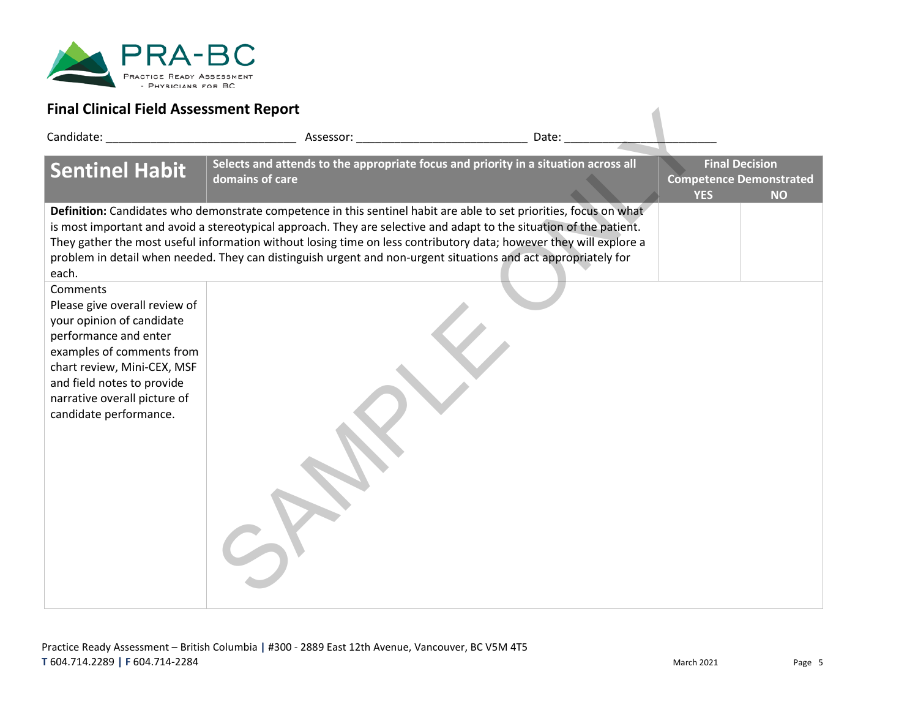## Final Clinical Field Assessment Report

Candidate: ______________________________ Assessor: ___________________________ Date: ________________________

| Sentinel Habit | Selects and attends to the appropriate focus and priority in a situation across all domains of care | Final Decision Competence Demonstrated | |
|---|---|---|---|
| | | YES | NO |
| **Definition:** Candidates who demonstrate competence in this sentinel habit are able to set priorities, focus on what is most important and avoid a stereotypical approach. They are selective and adapt to the situation of the patient. They gather the most useful information without losing time on less contributory data; however they will explore a problem in detail when needed. They can distinguish urgent and non-urgent situations and act appropriately for each. | | | |
| Comments<br>Please give overall review of your opinion of candidate performance and enter examples of comments from chart review, Mini-CEX, MSF and field notes to provide narrative overall picture of candidate performance. | | | |

SAMPLE ONLY

Practice Ready Assessment – British Columbia | #300 - 2889 East 12th Avenue, Vancouver, BC V5M 4T5
**T** 604.714.2289 | **F** 604.714-2284

March 2021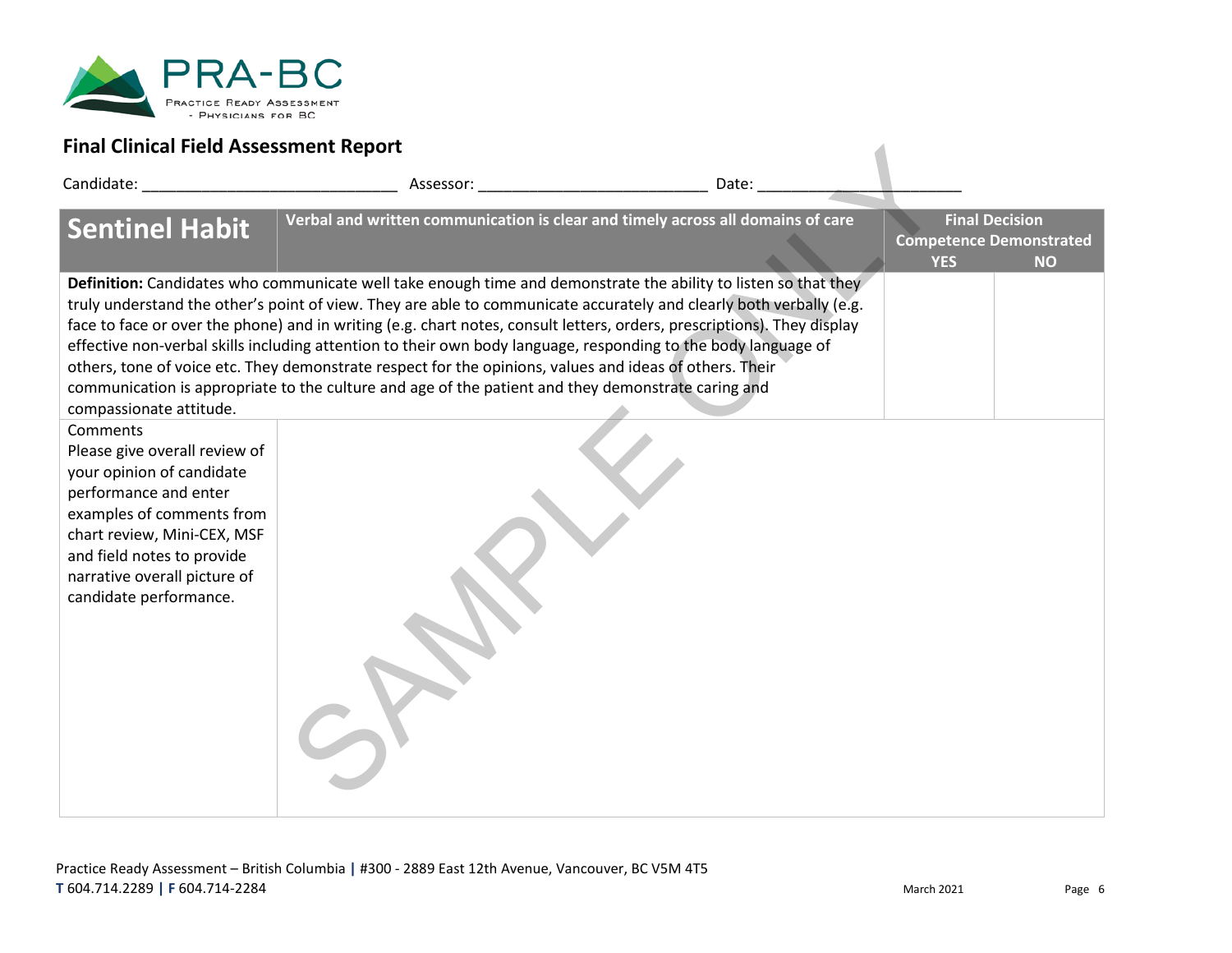PRA-BC

Practice Ready Assessment - Physicians for BC

## Final Clinical Field Assessment Report

Candidate: ______________________________ Assessor: ___________________________ Date: ________________________

| Sentinel Habit | Verbal and written communication is clear and timely across all domains of care | Final Decision Competence Demonstrated YES | NO |
|---|---|---|---|
| **Definition:** Candidates who communicate well take enough time and demonstrate the ability to listen so that they truly understand the other's point of view. They are able to communicate accurately and clearly both verbally (e.g. face to face or over the phone) and in writing (e.g. chart notes, consult letters, orders, prescriptions). They display effective non-verbal skills including attention to their own body language, responding to the body language of others, tone of voice etc. They demonstrate respect for the opinions, values and ideas of others. Their communication is appropriate to the culture and age of the patient and they demonstrate caring and compassionate attitude. | | | |
| Comments<br>Please give overall review of your opinion of candidate performance and enter examples of comments from chart review, Mini-CEX, MSF and field notes to provide narrative overall picture of candidate performance. | | | |

SAMPLE ONLY

Practice Ready Assessment – British Columbia | #300 - 2889 East 12th Avenue, Vancouver, BC V5M 4T5
T 604.714.2289 | F 604.714-2284

March 2021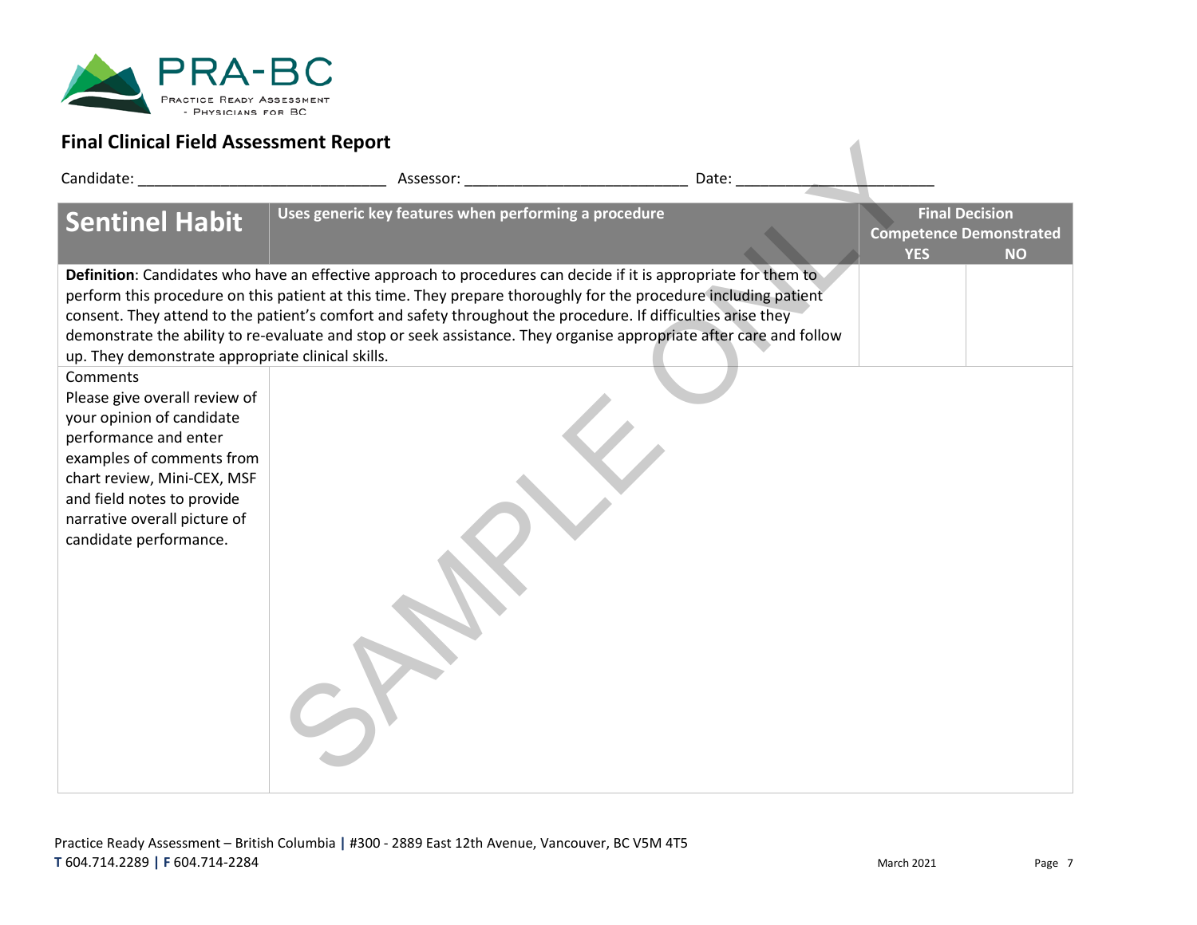PRA-BC
Practice Ready Assessment - Physicians for BC

## Final Clinical Field Assessment Report

Candidate: ______________________________ Assessor: __________________________ Date: _______________________

| Sentinel Habit | Uses generic key features when performing a procedure | Final Decision Competence Demonstrated | |
|---|---|---|---|
| | | YES | NO |
| **Definition**: Candidates who have an effective approach to procedures can decide if it is appropriate for them to perform this procedure on this patient at this time. They prepare thoroughly for the procedure including patient consent. They attend to the patient's comfort and safety throughout the procedure. If difficulties arise they demonstrate the ability to re-evaluate and stop or seek assistance. They organise appropriate after care and follow up. They demonstrate appropriate clinical skills. | | | |
| Comments<br>Please give overall review of your opinion of candidate performance and enter examples of comments from chart review, Mini-CEX, MSF and field notes to provide narrative overall picture of candidate performance. | | | |

SAMPLE ONLY

Practice Ready Assessment – British Columbia | #300 - 2889 East 12th Avenue, Vancouver, BC V5M 4T5
T 604.714.2289 | F 604.714-2284

March 2021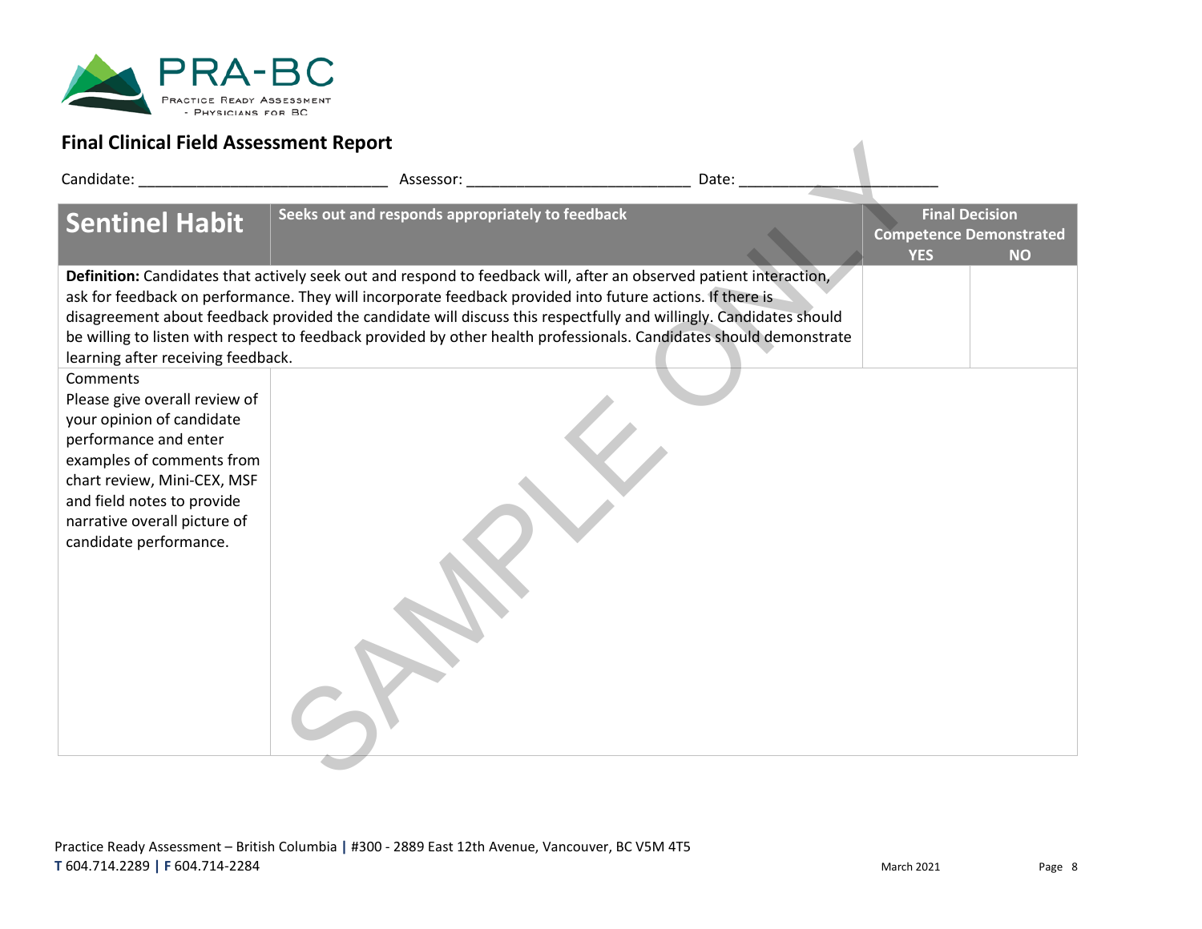PRA-BC
Practice Ready Assessment - Physicians for BC

## Final Clinical Field Assessment Report

Candidate: ______________________________ Assessor: ___________________________ Date: ________________________

| **Sentinel Habit** | **Seeks out and responds appropriately to feedback** | **Final Decision Competence Demonstrated** | |
|---|---|---|---|
| | | **YES** | **NO** |
| **Definition:** Candidates that actively seek out and respond to feedback will, after an observed patient interaction, ask for feedback on performance. They will incorporate feedback provided into future actions. If there is disagreement about feedback provided the candidate will discuss this respectfully and willingly. Candidates should be willing to listen with respect to feedback provided by other health professionals. Candidates should demonstrate learning after receiving feedback. | | | |
| Comments<br>Please give overall review of your opinion of candidate performance and enter examples of comments from chart review, Mini-CEX, MSF and field notes to provide narrative overall picture of candidate performance. | | | |

SAMPLE ONLY

Practice Ready Assessment – British Columbia | #300 - 2889 East 12th Avenue, Vancouver, BC V5M 4T5
T 604.714.2289 | F 604.714-2284

March 2021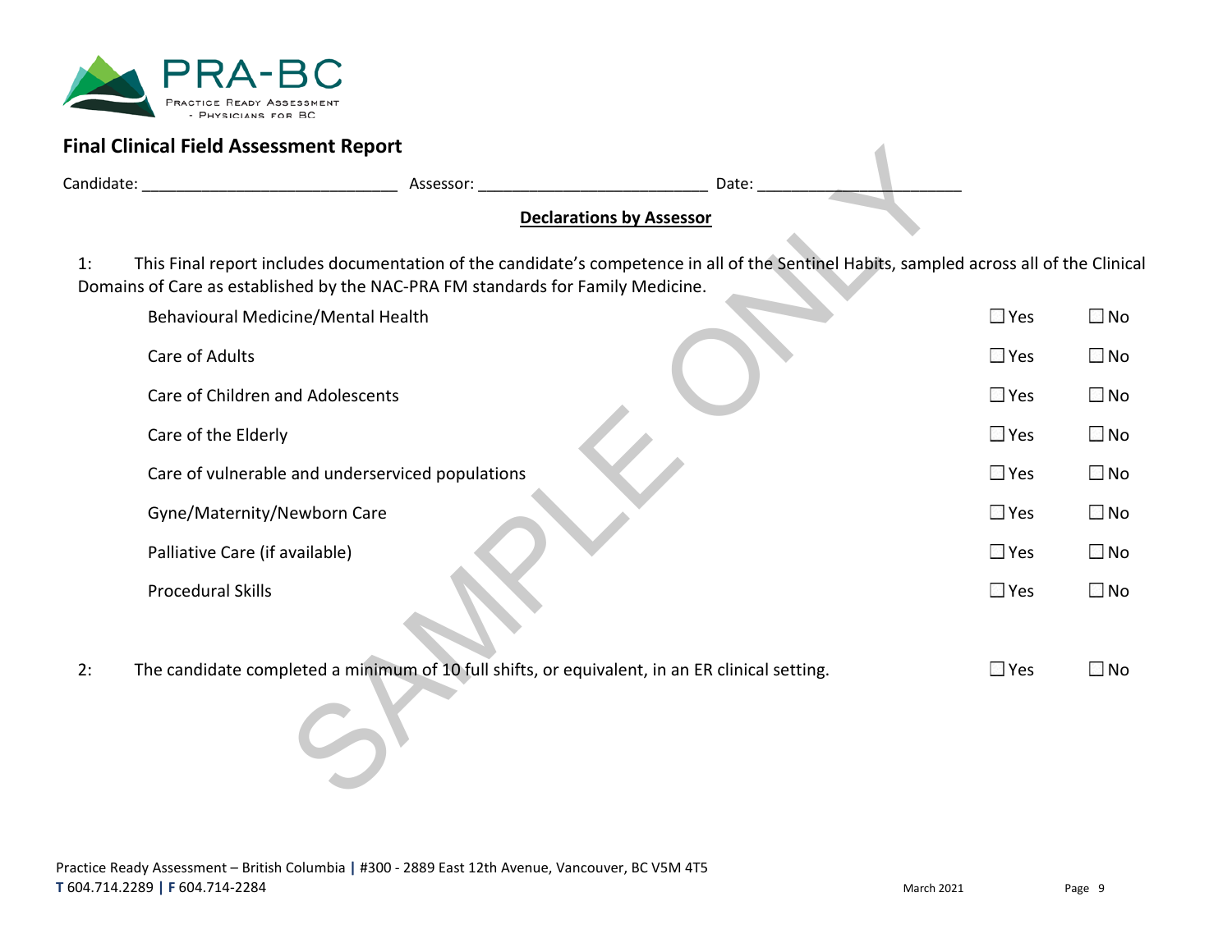## Final Clinical Field Assessment Report

Candidate: ______________________________ Assessor: __________________________ Date: _______________________

**Declarations by Assessor**

1: This Final report includes documentation of the candidate's competence in all of the Sentinel Habits, sampled across all of the Clinical Domains of Care as established by the NAC-PRA FM standards for Family Medicine.

| | | |
|---|---|---|
| Behavioural Medicine/Mental Health | ☐ Yes | ☐ No |
| Care of Adults | ☐ Yes | ☐ No |
| Care of Children and Adolescents | ☐ Yes | ☐ No |
| Care of the Elderly | ☐ Yes | ☐ No |
| Care of vulnerable and underserviced populations | ☐ Yes | ☐ No |
| Gyne/Maternity/Newborn Care | ☐ Yes | ☐ No |
| Palliative Care (if available) | ☐ Yes | ☐ No |
| Procedural Skills | ☐ Yes | ☐ No |

2: The candidate completed a minimum of 10 full shifts, or equivalent, in an ER clinical setting. ☐ Yes ☐ No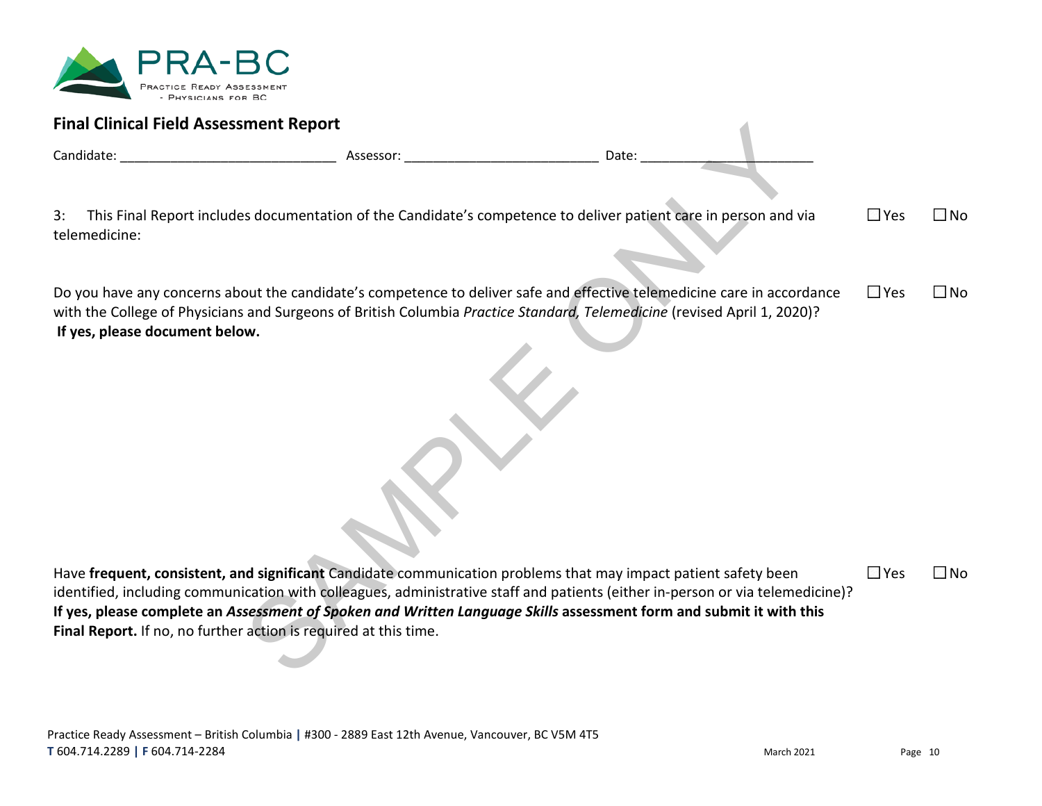PRA-BC
PRACTICE READY ASSESSMENT
- PHYSICIANS FOR BC

**Final Clinical Field Assessment Report**

Candidate: ______________________________ Assessor: ___________________________ Date: ________________________

3: This Final Report includes documentation of the Candidate's competence to deliver patient care in person and via telemedicine: ☐Yes ☐No

Do you have any concerns about the candidate's competence to deliver safe and effective telemedicine care in accordance with the College of Physicians and Surgeons of British Columbia *Practice Standard, Telemedicine* (revised April 1, 2020)? ☐Yes ☐No
**If yes, please document below.**

Have **frequent, consistent, and significant** Candidate communication problems that may impact patient safety been identified, including communication with colleagues, administrative staff and patients (either in-person or via telemedicine)? ☐Yes ☐No
**If yes, please complete an *Assessment of Spoken and Written Language Skills* assessment form and submit it with this Final Report.** If no, no further action is required at this time.

SAMPLE ONLY

Practice Ready Assessment – British Columbia | #300 - 2889 East 12th Avenue, Vancouver, BC V5M 4T5
**T** 604.714.2289 | **F** 604.714-2284

March 2021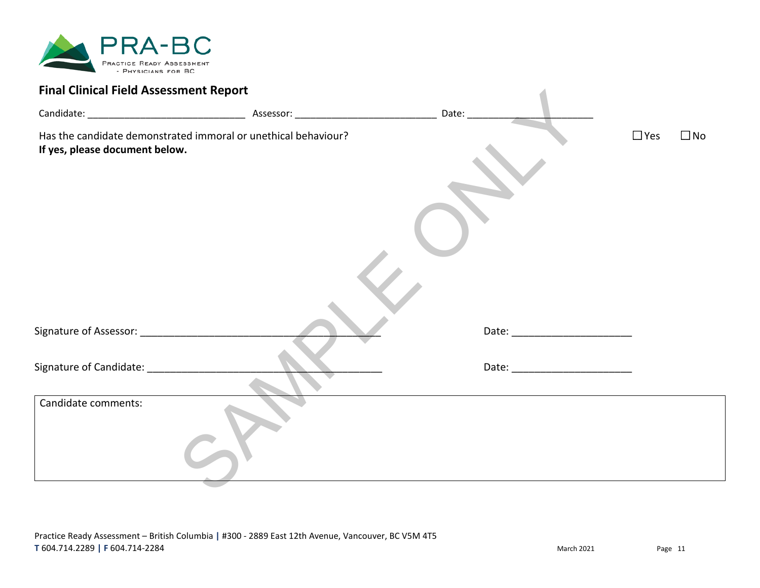PRA-BC

Practice Ready Assessment - Physicians for BC

### Final Clinical Field Assessment Report

Candidate: ______________________________ Assessor: __________________________ Date: ________________________

Has the candidate demonstrated immoral or unethical behaviour? ☐ Yes ☐ No

**If yes, please document below.**

Signature of Assessor: ____________________________________________ Date: ______________________

Signature of Candidate: ___________________________________________ Date: ______________________

| Candidate comments: |
|---|
| |

SAMPLE ONLY

Practice Ready Assessment – British Columbia | #300 - 2889 East 12th Avenue, Vancouver, BC V5M 4T5
T 604.714.2289 | F 604.714-2284

March 2021